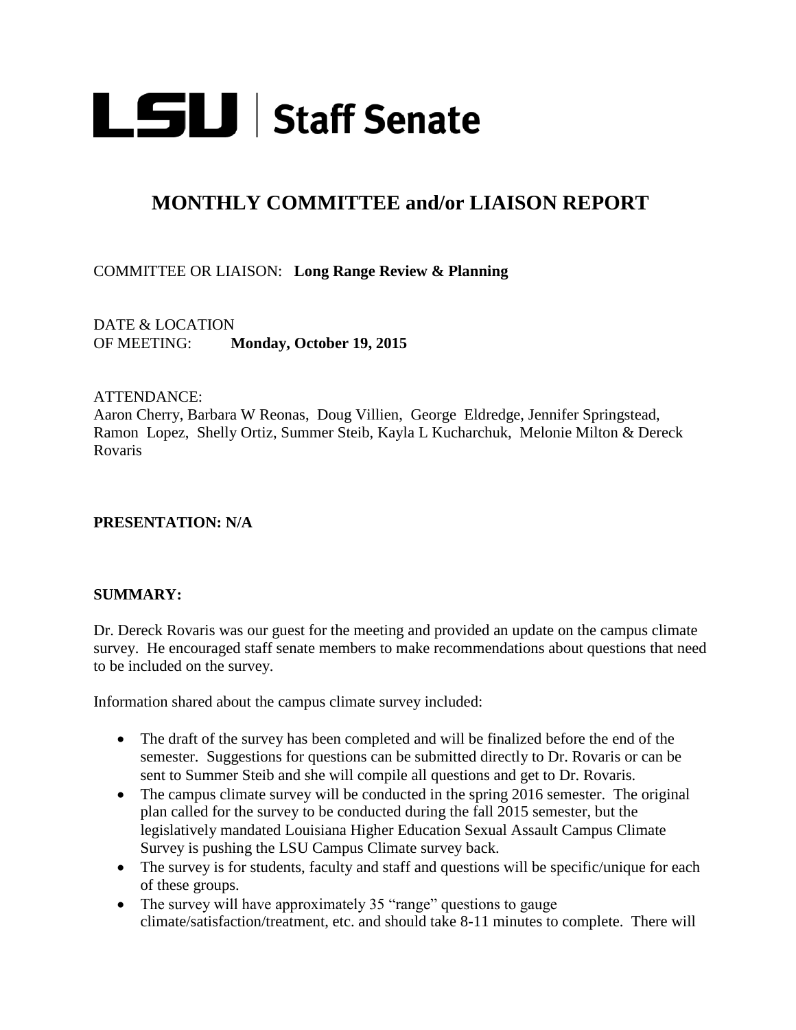# LSU | Staff Senate

## MONTHLY COMMITTEE and/or LIAISON REPORT

COMMITTEE OR LIAISON: **Long Range Review & Planning**

DATE & LOCATION
OF MEETING: **Monday, October 19, 2015**

ATTENDANCE:
Aaron Cherry, Barbara W Reonas, Doug Villien, George Eldredge, Jennifer Springstead, Ramon Lopez, Shelly Ortiz, Summer Steib, Kayla L Kucharchuk, Melonie Milton & Dereck Rovaris

**PRESENTATION: N/A**

**SUMMARY:**

Dr. Dereck Rovaris was our guest for the meeting and provided an update on the campus climate survey. He encouraged staff senate members to make recommendations about questions that need to be included on the survey.

Information shared about the campus climate survey included:

- The draft of the survey has been completed and will be finalized before the end of the semester. Suggestions for questions can be submitted directly to Dr. Rovaris or can be sent to Summer Steib and she will compile all questions and get to Dr. Rovaris.
- The campus climate survey will be conducted in the spring 2016 semester. The original plan called for the survey to be conducted during the fall 2015 semester, but the legislatively mandated Louisiana Higher Education Sexual Assault Campus Climate Survey is pushing the LSU Campus Climate survey back.
- The survey is for students, faculty and staff and questions will be specific/unique for each of these groups.
- The survey will have approximately 35 "range" questions to gauge climate/satisfaction/treatment, etc. and should take 8-11 minutes to complete. There will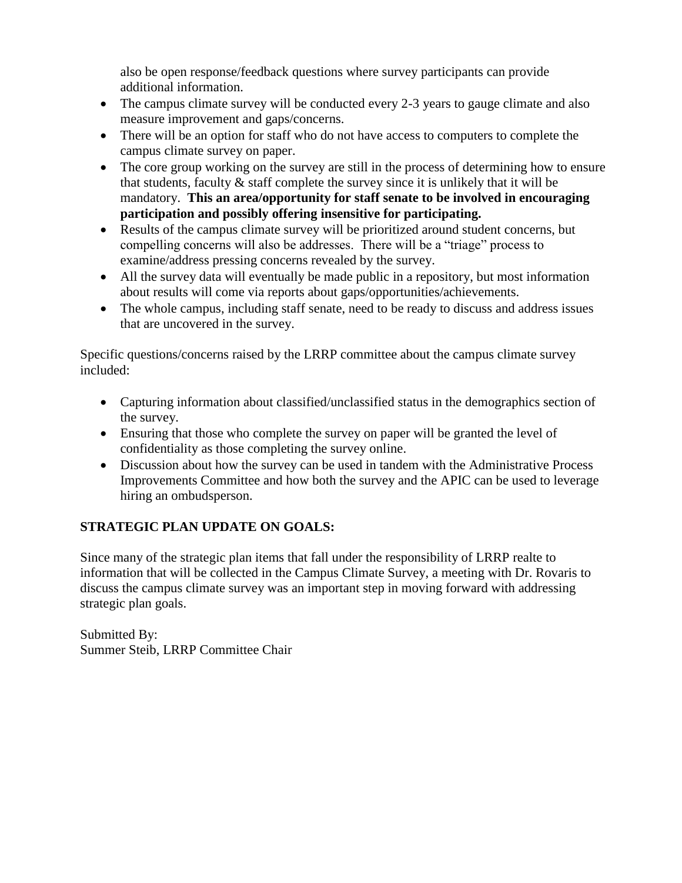also be open response/feedback questions where survey participants can provide additional information.

- The campus climate survey will be conducted every 2-3 years to gauge climate and also measure improvement and gaps/concerns.
- There will be an option for staff who do not have access to computers to complete the campus climate survey on paper.
- The core group working on the survey are still in the process of determining how to ensure that students, faculty & staff complete the survey since it is unlikely that it will be mandatory. **This an area/opportunity for staff senate to be involved in encouraging participation and possibly offering insensitive for participating.**
- Results of the campus climate survey will be prioritized around student concerns, but compelling concerns will also be addresses. There will be a "triage" process to examine/address pressing concerns revealed by the survey.
- All the survey data will eventually be made public in a repository, but most information about results will come via reports about gaps/opportunities/achievements.
- The whole campus, including staff senate, need to be ready to discuss and address issues that are uncovered in the survey.

Specific questions/concerns raised by the LRRP committee about the campus climate survey included:

- Capturing information about classified/unclassified status in the demographics section of the survey.
- Ensuring that those who complete the survey on paper will be granted the level of confidentiality as those completing the survey online.
- Discussion about how the survey can be used in tandem with the Administrative Process Improvements Committee and how both the survey and the APIC can be used to leverage hiring an ombudsperson.

**STRATEGIC PLAN UPDATE ON GOALS:**

Since many of the strategic plan items that fall under the responsibility of LRRP realte to information that will be collected in the Campus Climate Survey, a meeting with Dr. Rovaris to discuss the campus climate survey was an important step in moving forward with addressing strategic plan goals.

Submitted By:
Summer Steib, LRRP Committee Chair